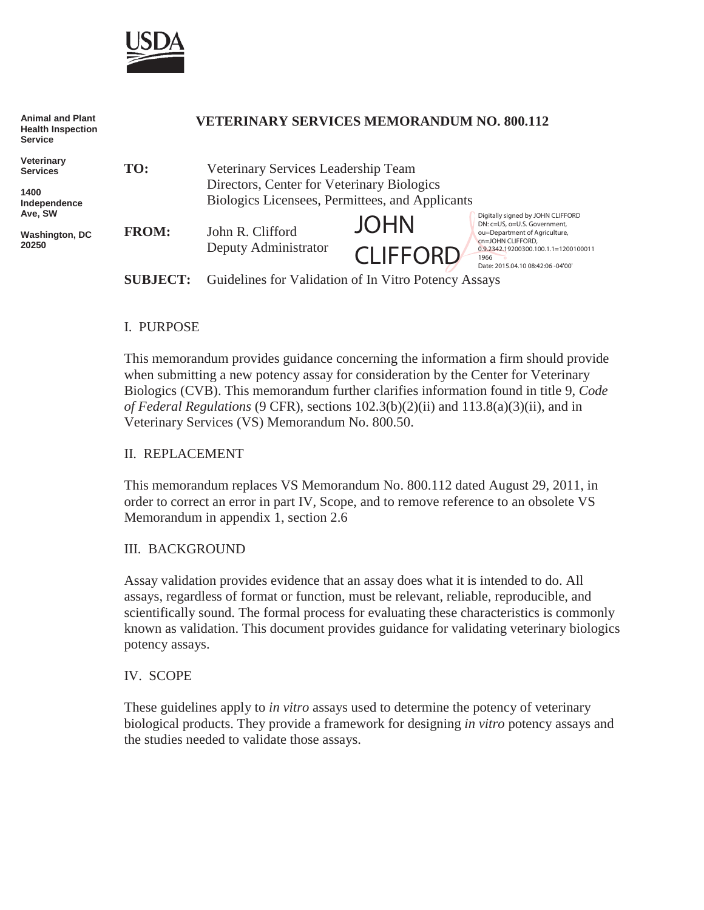USDA

Animal and Plant Health Inspection Service

Veterinary Services

1400 Independence Ave, SW

Washington, DC 20250

# VETERINARY SERVICES MEMORANDUM NO. 800.112

**TO:** Veterinary Services Leadership Team
Directors, Center for Veterinary Biologics
Biologics Licensees, Permittees, and Applicants

**FROM:** John R. Clifford
Deputy Administrator

JOHN CLIFFORD

Digitally signed by JOHN CLIFFORD
DN: c=US, o=U.S. Government, ou=Department of Agriculture, cn=JOHN CLIFFORD, 0.9.2342.19200300.100.1.1=12001000111966
Date: 2015.04.10 08:42:06 -04'00'

**SUBJECT:** Guidelines for Validation of In Vitro Potency Assays

## I. PURPOSE

This memorandum provides guidance concerning the information a firm should provide when submitting a new potency assay for consideration by the Center for Veterinary Biologics (CVB). This memorandum further clarifies information found in title 9, *Code of Federal Regulations* (9 CFR), sections 102.3(b)(2)(ii) and 113.8(a)(3)(ii), and in Veterinary Services (VS) Memorandum No. 800.50.

## II. REPLACEMENT

This memorandum replaces VS Memorandum No. 800.112 dated August 29, 2011, in order to correct an error in part IV, Scope, and to remove reference to an obsolete VS Memorandum in appendix 1, section 2.6

## III. BACKGROUND

Assay validation provides evidence that an assay does what it is intended to do. All assays, regardless of format or function, must be relevant, reliable, reproducible, and scientifically sound. The formal process for evaluating these characteristics is commonly known as validation. This document provides guidance for validating veterinary biologics potency assays.

## IV. SCOPE

These guidelines apply to *in vitro* assays used to determine the potency of veterinary biological products. They provide a framework for designing *in vitro* potency assays and the studies needed to validate those assays.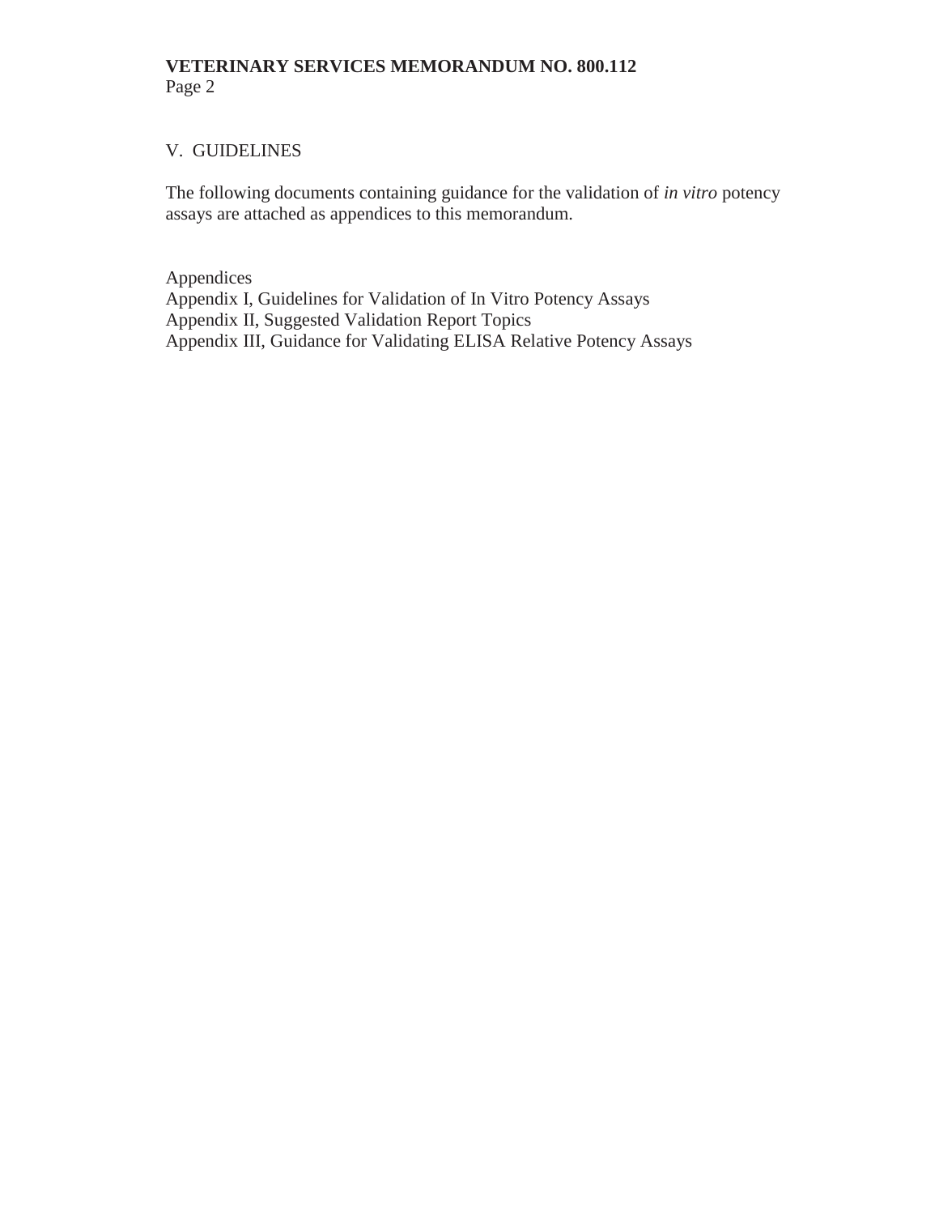## V. GUIDELINES

The following documents containing guidance for the validation of *in vitro* potency assays are attached as appendices to this memorandum.

Appendices
Appendix I, Guidelines for Validation of In Vitro Potency Assays
Appendix II, Suggested Validation Report Topics
Appendix III, Guidance for Validating ELISA Relative Potency Assays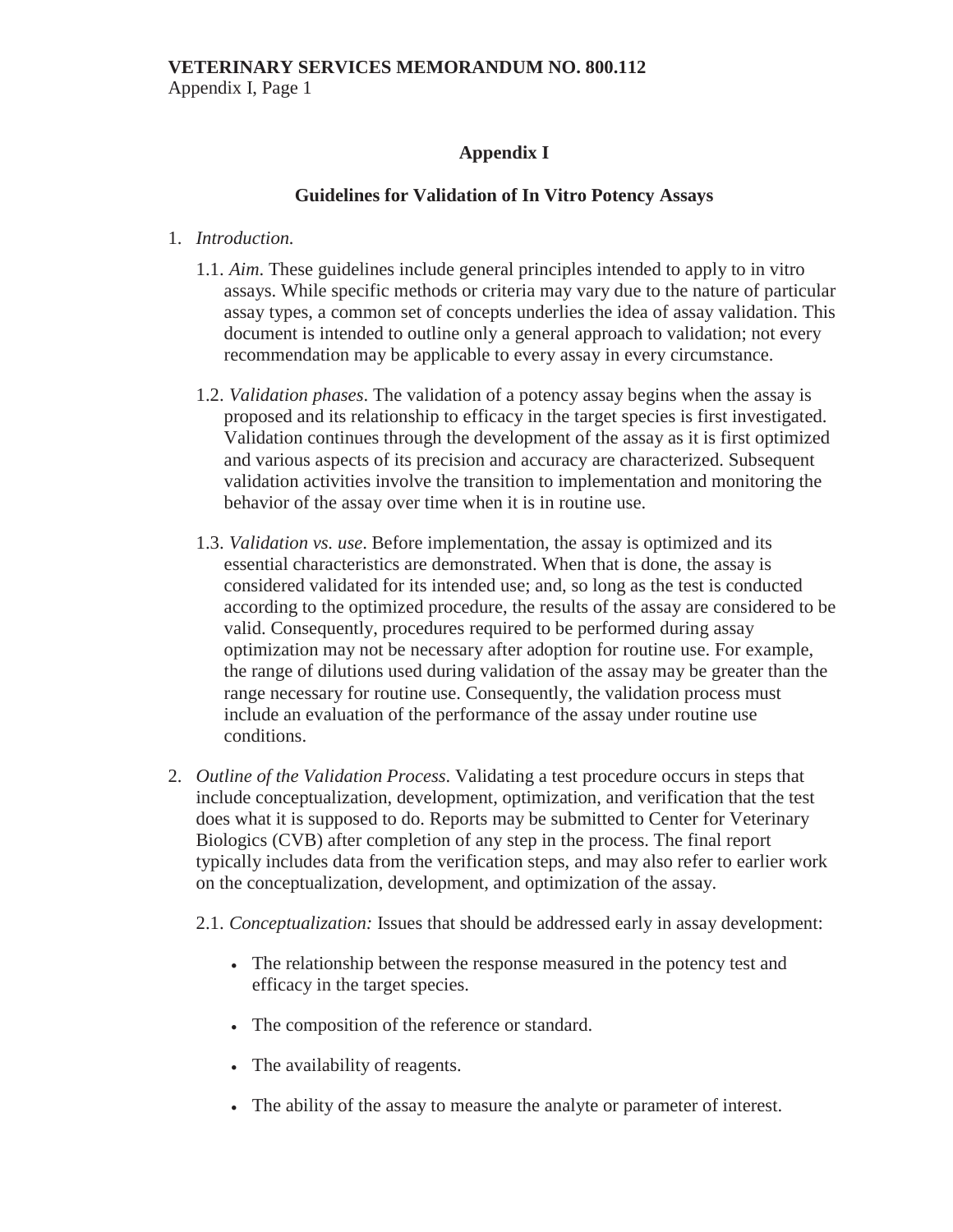## Appendix I

### Guidelines for Validation of In Vitro Potency Assays

1. *Introduction.*

   1.1. *Aim*. These guidelines include general principles intended to apply to in vitro assays. While specific methods or criteria may vary due to the nature of particular assay types, a common set of concepts underlies the idea of assay validation. This document is intended to outline only a general approach to validation; not every recommendation may be applicable to every assay in every circumstance.

   1.2. *Validation phases*. The validation of a potency assay begins when the assay is proposed and its relationship to efficacy in the target species is first investigated. Validation continues through the development of the assay as it is first optimized and various aspects of its precision and accuracy are characterized. Subsequent validation activities involve the transition to implementation and monitoring the behavior of the assay over time when it is in routine use.

   1.3. *Validation vs. use*. Before implementation, the assay is optimized and its essential characteristics are demonstrated. When that is done, the assay is considered validated for its intended use; and, so long as the test is conducted according to the optimized procedure, the results of the assay are considered to be valid. Consequently, procedures required to be performed during assay optimization may not be necessary after adoption for routine use. For example, the range of dilutions used during validation of the assay may be greater than the range necessary for routine use. Consequently, the validation process must include an evaluation of the performance of the assay under routine use conditions.

2. *Outline of the Validation Process*. Validating a test procedure occurs in steps that include conceptualization, development, optimization, and verification that the test does what it is supposed to do. Reports may be submitted to Center for Veterinary Biologics (CVB) after completion of any step in the process. The final report typically includes data from the verification steps, and may also refer to earlier work on the conceptualization, development, and optimization of the assay.

   2.1. *Conceptualization:* Issues that should be addressed early in assay development:

   - The relationship between the response measured in the potency test and efficacy in the target species.
   - The composition of the reference or standard.
   - The availability of reagents.
   - The ability of the assay to measure the analyte or parameter of interest.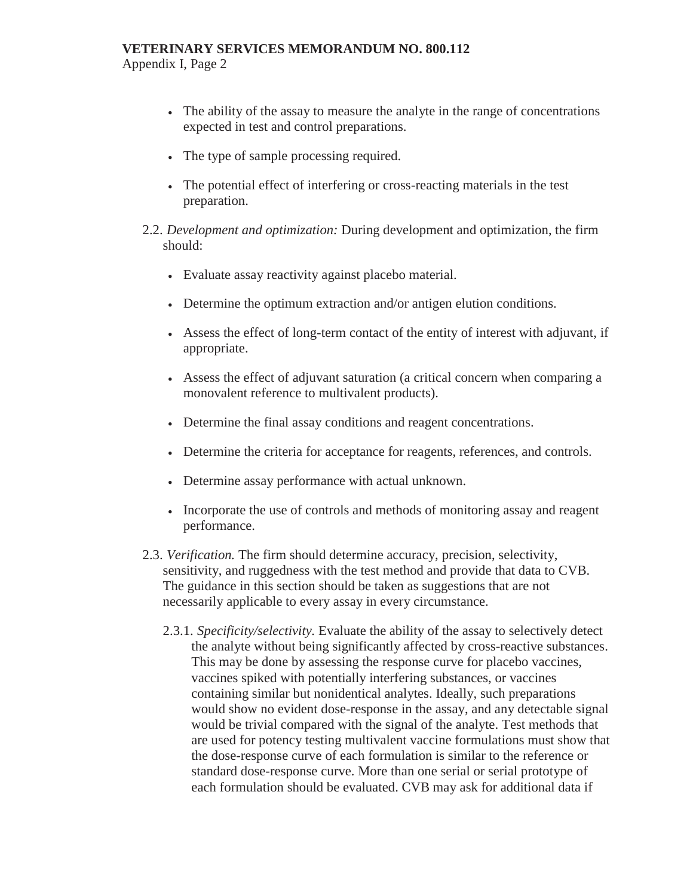- The ability of the assay to measure the analyte in the range of concentrations expected in test and control preparations.
- The type of sample processing required.
- The potential effect of interfering or cross-reacting materials in the test preparation.

2.2. *Development and optimization:* During development and optimization, the firm should:

- Evaluate assay reactivity against placebo material.
- Determine the optimum extraction and/or antigen elution conditions.
- Assess the effect of long-term contact of the entity of interest with adjuvant, if appropriate.
- Assess the effect of adjuvant saturation (a critical concern when comparing a monovalent reference to multivalent products).
- Determine the final assay conditions and reagent concentrations.
- Determine the criteria for acceptance for reagents, references, and controls.
- Determine assay performance with actual unknown.
- Incorporate the use of controls and methods of monitoring assay and reagent performance.

2.3. *Verification.* The firm should determine accuracy, precision, selectivity, sensitivity, and ruggedness with the test method and provide that data to CVB. The guidance in this section should be taken as suggestions that are not necessarily applicable to every assay in every circumstance.

2.3.1. *Specificity/selectivity.* Evaluate the ability of the assay to selectively detect the analyte without being significantly affected by cross-reactive substances. This may be done by assessing the response curve for placebo vaccines, vaccines spiked with potentially interfering substances, or vaccines containing similar but nonidentical analytes. Ideally, such preparations would show no evident dose-response in the assay, and any detectable signal would be trivial compared with the signal of the analyte. Test methods that are used for potency testing multivalent vaccine formulations must show that the dose-response curve of each formulation is similar to the reference or standard dose-response curve. More than one serial or serial prototype of each formulation should be evaluated. CVB may ask for additional data if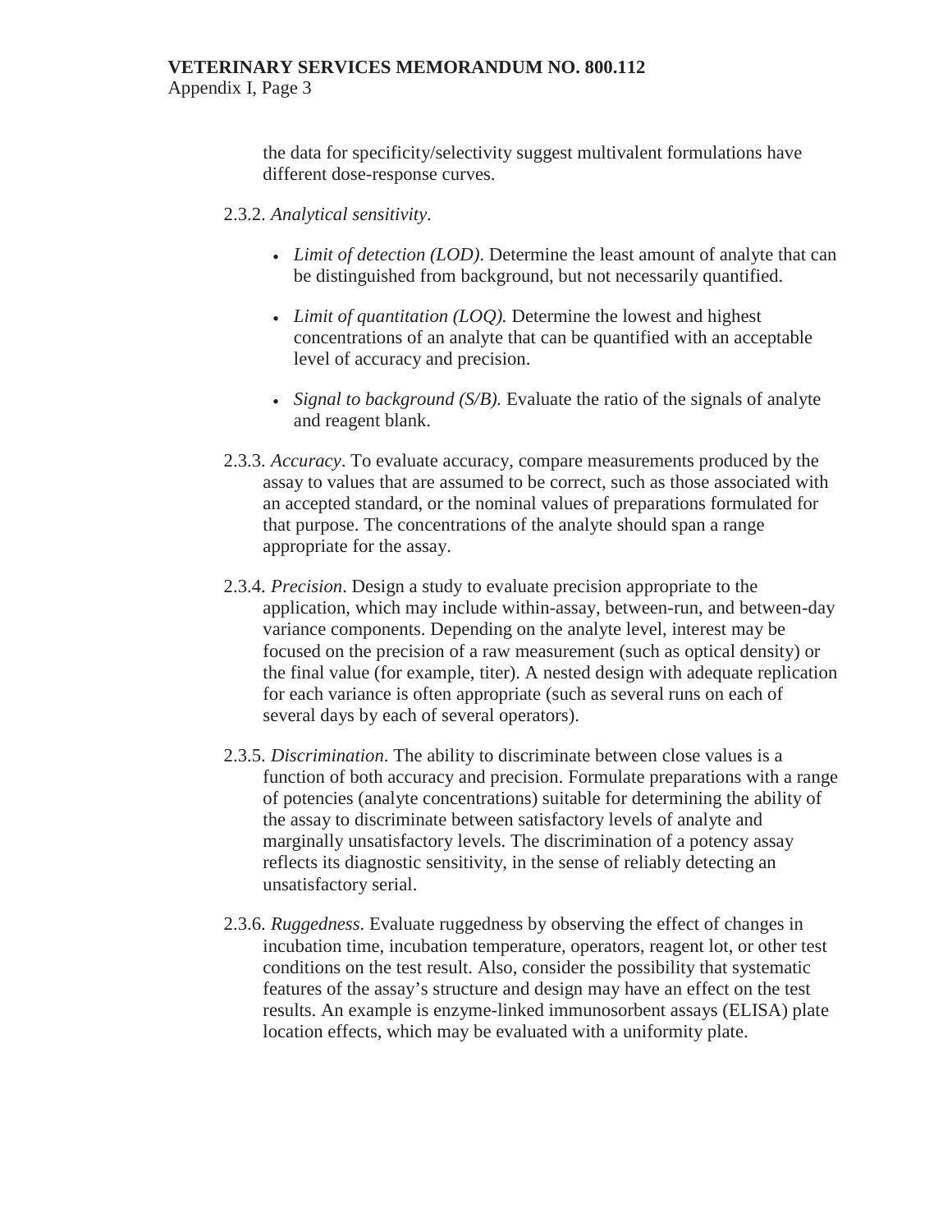the data for specificity/selectivity suggest multivalent formulations have different dose-response curves.

2.3.2. *Analytical sensitivity*.

- *Limit of detection (LOD)*. Determine the least amount of analyte that can be distinguished from background, but not necessarily quantified.

- *Limit of quantitation (LOQ).* Determine the lowest and highest concentrations of an analyte that can be quantified with an acceptable level of accuracy and precision.

- *Signal to background (S/B).* Evaluate the ratio of the signals of analyte and reagent blank.

2.3.3. *Accuracy*. To evaluate accuracy, compare measurements produced by the assay to values that are assumed to be correct, such as those associated with an accepted standard, or the nominal values of preparations formulated for that purpose. The concentrations of the analyte should span a range appropriate for the assay.

2.3.4. *Precision*. Design a study to evaluate precision appropriate to the application, which may include within-assay, between-run, and between-day variance components. Depending on the analyte level, interest may be focused on the precision of a raw measurement (such as optical density) or the final value (for example, titer). A nested design with adequate replication for each variance is often appropriate (such as several runs on each of several days by each of several operators).

2.3.5. *Discrimination*. The ability to discriminate between close values is a function of both accuracy and precision. Formulate preparations with a range of potencies (analyte concentrations) suitable for determining the ability of the assay to discriminate between satisfactory levels of analyte and marginally unsatisfactory levels. The discrimination of a potency assay reflects its diagnostic sensitivity, in the sense of reliably detecting an unsatisfactory serial.

2.3.6. *Ruggedness*. Evaluate ruggedness by observing the effect of changes in incubation time, incubation temperature, operators, reagent lot, or other test conditions on the test result. Also, consider the possibility that systematic features of the assay's structure and design may have an effect on the test results. An example is enzyme-linked immunosorbent assays (ELISA) plate location effects, which may be evaluated with a uniformity plate.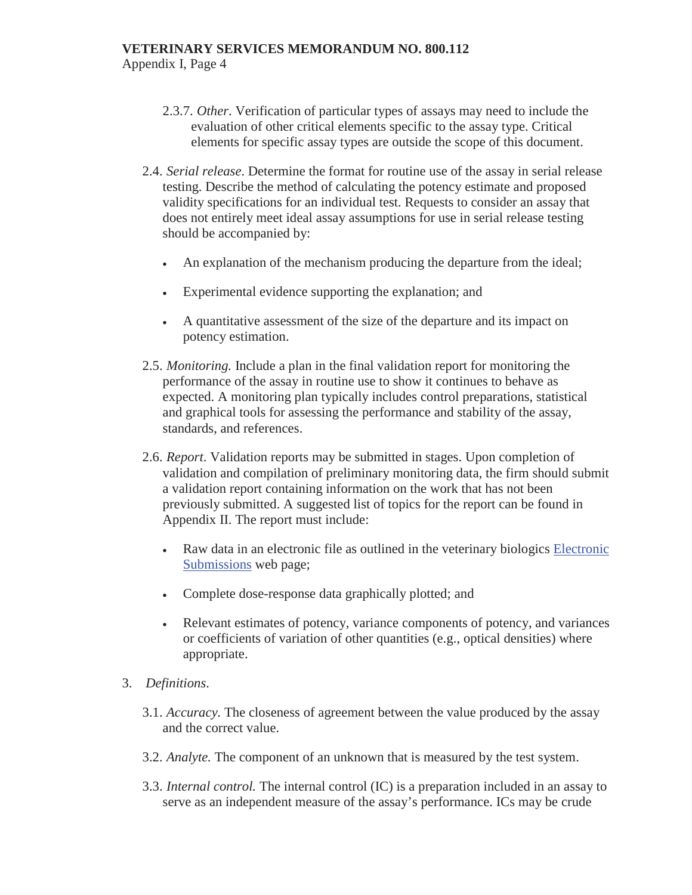2.3.7. *Other*. Verification of particular types of assays may need to include the evaluation of other critical elements specific to the assay type. Critical elements for specific assay types are outside the scope of this document.

2.4. *Serial release*. Determine the format for routine use of the assay in serial release testing. Describe the method of calculating the potency estimate and proposed validity specifications for an individual test. Requests to consider an assay that does not entirely meet ideal assay assumptions for use in serial release testing should be accompanied by:

- An explanation of the mechanism producing the departure from the ideal;
- Experimental evidence supporting the explanation; and
- A quantitative assessment of the size of the departure and its impact on potency estimation.

2.5. *Monitoring.* Include a plan in the final validation report for monitoring the performance of the assay in routine use to show it continues to behave as expected. A monitoring plan typically includes control preparations, statistical and graphical tools for assessing the performance and stability of the assay, standards, and references.

2.6. *Report*. Validation reports may be submitted in stages. Upon completion of validation and compilation of preliminary monitoring data, the firm should submit a validation report containing information on the work that has not been previously submitted. A suggested list of topics for the report can be found in Appendix II. The report must include:

- Raw data in an electronic file as outlined in the veterinary biologics Electronic Submissions web page;
- Complete dose-response data graphically plotted; and
- Relevant estimates of potency, variance components of potency, and variances or coefficients of variation of other quantities (e.g., optical densities) where appropriate.

3. *Definitions*.

3.1. *Accuracy.* The closeness of agreement between the value produced by the assay and the correct value.

3.2. *Analyte.* The component of an unknown that is measured by the test system.

3.3. *Internal control.* The internal control (IC) is a preparation included in an assay to serve as an independent measure of the assay's performance. ICs may be crude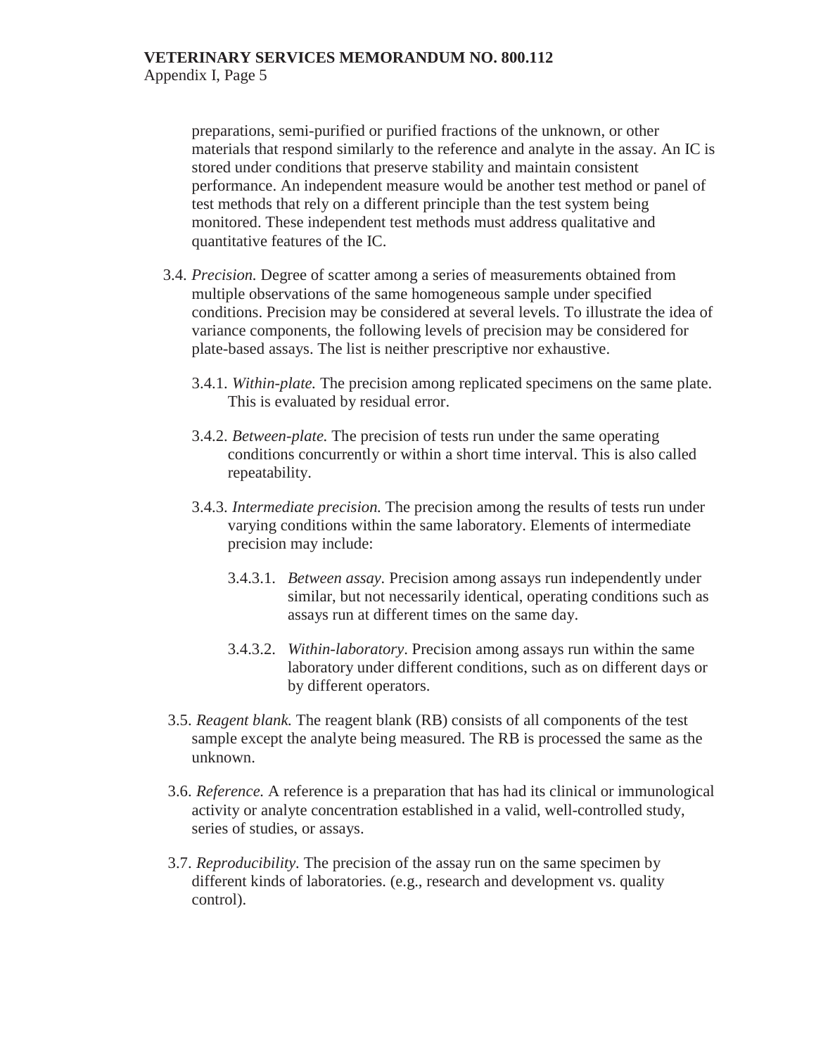preparations, semi-purified or purified fractions of the unknown, or other materials that respond similarly to the reference and analyte in the assay. An IC is stored under conditions that preserve stability and maintain consistent performance. An independent measure would be another test method or panel of test methods that rely on a different principle than the test system being monitored. These independent test methods must address qualitative and quantitative features of the IC.

3.4. *Precision.* Degree of scatter among a series of measurements obtained from multiple observations of the same homogeneous sample under specified conditions. Precision may be considered at several levels. To illustrate the idea of variance components, the following levels of precision may be considered for plate-based assays. The list is neither prescriptive nor exhaustive.

3.4.1. *Within-plate.* The precision among replicated specimens on the same plate. This is evaluated by residual error.

3.4.2. *Between-plate.* The precision of tests run under the same operating conditions concurrently or within a short time interval. This is also called repeatability.

3.4.3. *Intermediate precision.* The precision among the results of tests run under varying conditions within the same laboratory. Elements of intermediate precision may include:

3.4.3.1. *Between assay.* Precision among assays run independently under similar, but not necessarily identical, operating conditions such as assays run at different times on the same day.

3.4.3.2. *Within-laboratory*. Precision among assays run within the same laboratory under different conditions, such as on different days or by different operators.

3.5. *Reagent blank.* The reagent blank (RB) consists of all components of the test sample except the analyte being measured. The RB is processed the same as the unknown.

3.6. *Reference.* A reference is a preparation that has had its clinical or immunological activity or analyte concentration established in a valid, well-controlled study, series of studies, or assays.

3.7. *Reproducibility.* The precision of the assay run on the same specimen by different kinds of laboratories. (e.g., research and development vs. quality control).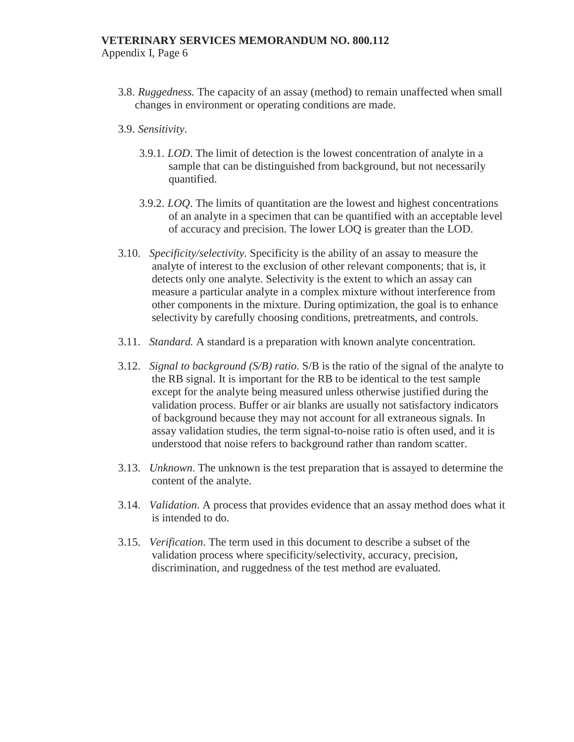3.8. *Ruggedness.* The capacity of an assay (method) to remain unaffected when small changes in environment or operating conditions are made.

3.9. *Sensitivity*.

3.9.1. *LOD*. The limit of detection is the lowest concentration of analyte in a sample that can be distinguished from background, but not necessarily quantified.

3.9.2. *LOQ*. The limits of quantitation are the lowest and highest concentrations of an analyte in a specimen that can be quantified with an acceptable level of accuracy and precision. The lower LOQ is greater than the LOD.

3.10. *Specificity/selectivity.* Specificity is the ability of an assay to measure the analyte of interest to the exclusion of other relevant components; that is, it detects only one analyte. Selectivity is the extent to which an assay can measure a particular analyte in a complex mixture without interference from other components in the mixture. During optimization, the goal is to enhance selectivity by carefully choosing conditions, pretreatments, and controls.

3.11. *Standard.* A standard is a preparation with known analyte concentration.

3.12. *Signal to background (S/B) ratio.* S/B is the ratio of the signal of the analyte to the RB signal. It is important for the RB to be identical to the test sample except for the analyte being measured unless otherwise justified during the validation process. Buffer or air blanks are usually not satisfactory indicators of background because they may not account for all extraneous signals. In assay validation studies, the term signal-to-noise ratio is often used, and it is understood that noise refers to background rather than random scatter.

3.13. *Unknown*. The unknown is the test preparation that is assayed to determine the content of the analyte.

3.14. *Validation*. A process that provides evidence that an assay method does what it is intended to do.

3.15. *Verification*. The term used in this document to describe a subset of the validation process where specificity/selectivity, accuracy, precision, discrimination, and ruggedness of the test method are evaluated.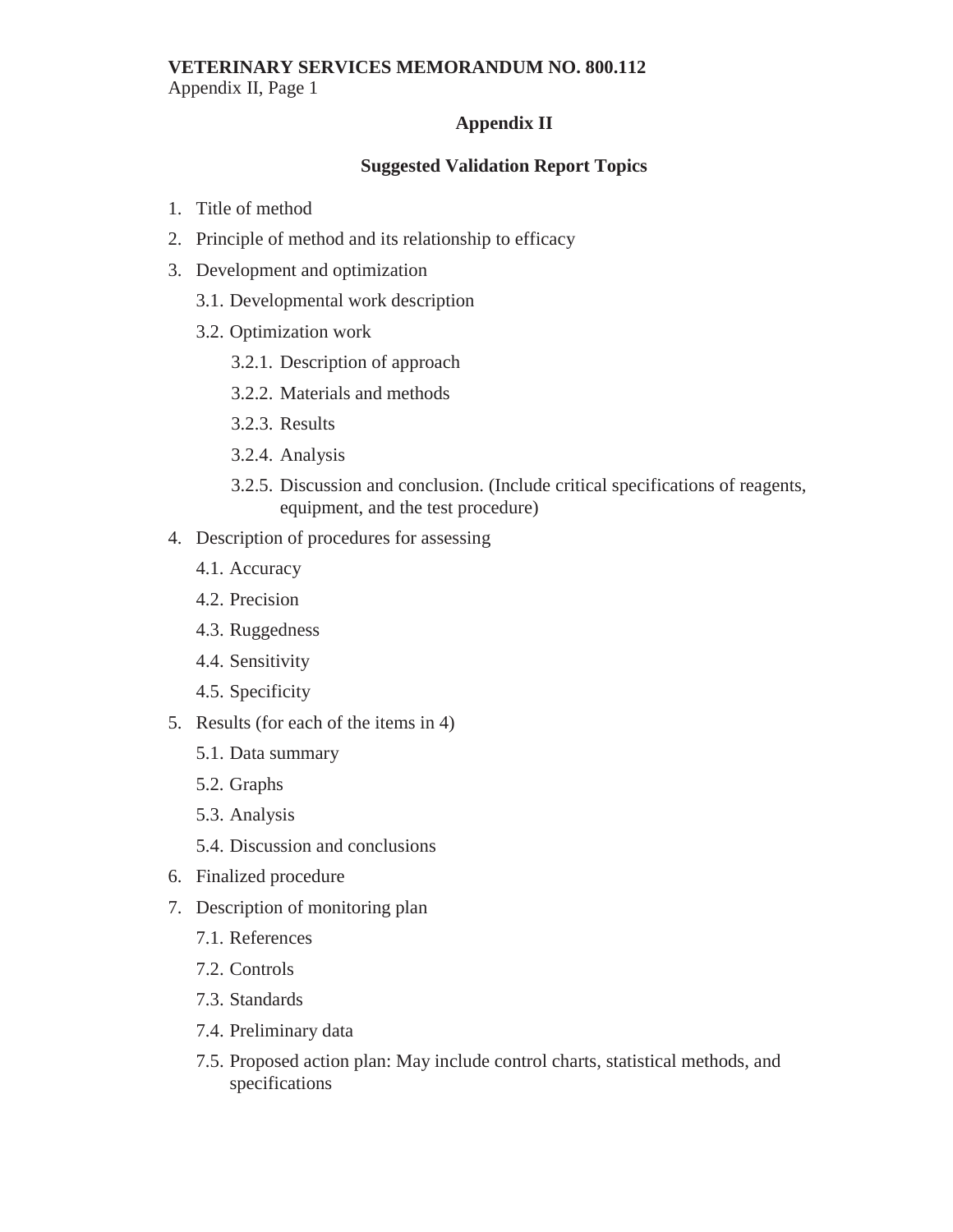## Appendix II

### Suggested Validation Report Topics

1. Title of method
2. Principle of method and its relationship to efficacy
3. Development and optimization
   - 3.1. Developmental work description
   - 3.2. Optimization work
     - 3.2.1. Description of approach
     - 3.2.2. Materials and methods
     - 3.2.3. Results
     - 3.2.4. Analysis
     - 3.2.5. Discussion and conclusion. (Include critical specifications of reagents, equipment, and the test procedure)
4. Description of procedures for assessing
   - 4.1. Accuracy
   - 4.2. Precision
   - 4.3. Ruggedness
   - 4.4. Sensitivity
   - 4.5. Specificity
5. Results (for each of the items in 4)
   - 5.1. Data summary
   - 5.2. Graphs
   - 5.3. Analysis
   - 5.4. Discussion and conclusions
6. Finalized procedure
7. Description of monitoring plan
   - 7.1. References
   - 7.2. Controls
   - 7.3. Standards
   - 7.4. Preliminary data
   - 7.5. Proposed action plan: May include control charts, statistical methods, and specifications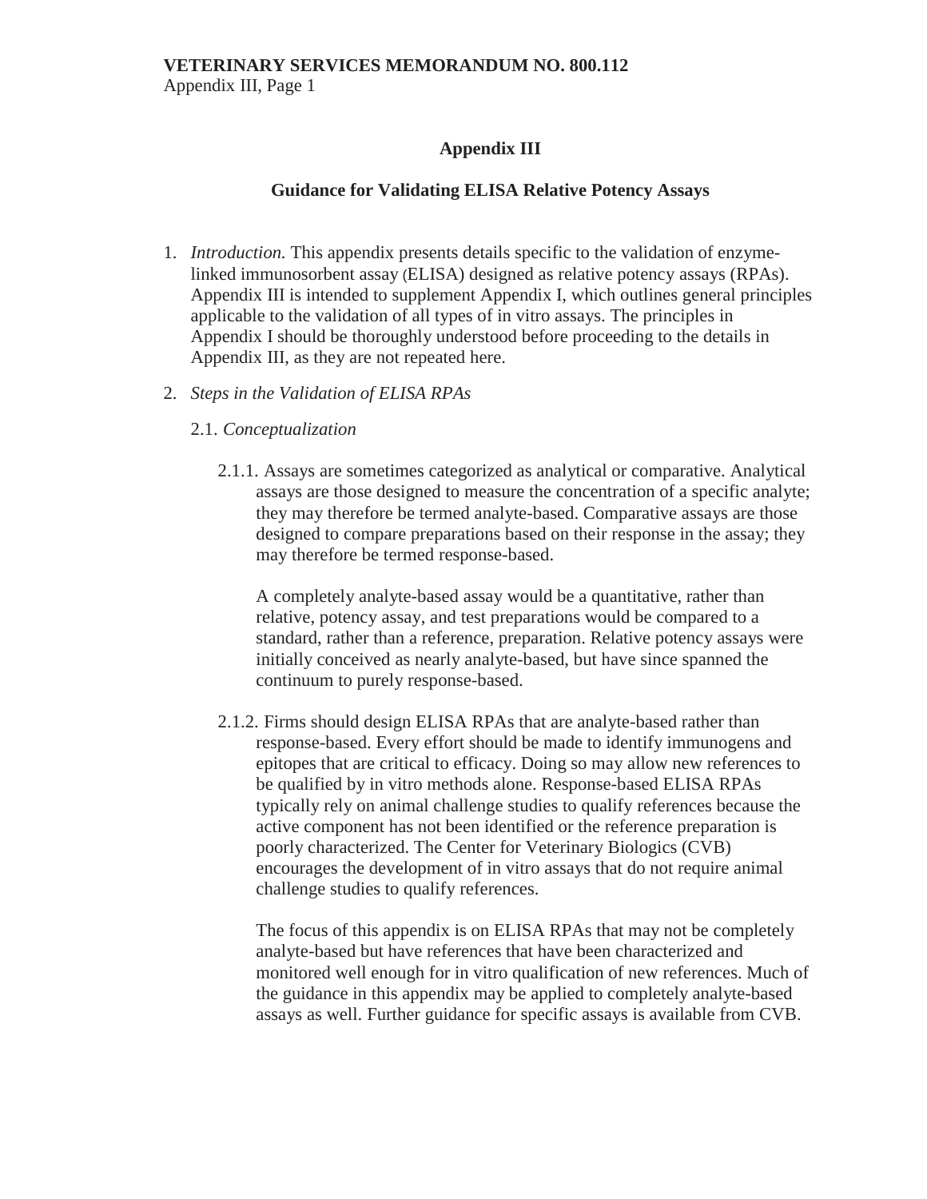# Appendix III

## Guidance for Validating ELISA Relative Potency Assays

1. *Introduction.* This appendix presents details specific to the validation of enzyme-linked immunosorbent assay (ELISA) designed as relative potency assays (RPAs). Appendix III is intended to supplement Appendix I, which outlines general principles applicable to the validation of all types of in vitro assays. The principles in Appendix I should be thoroughly understood before proceeding to the details in Appendix III, as they are not repeated here.

2. *Steps in the Validation of ELISA RPAs*

   2.1. *Conceptualization*

   2.1.1. Assays are sometimes categorized as analytical or comparative. Analytical assays are those designed to measure the concentration of a specific analyte; they may therefore be termed analyte-based. Comparative assays are those designed to compare preparations based on their response in the assay; they may therefore be termed response-based.

   A completely analyte-based assay would be a quantitative, rather than relative, potency assay, and test preparations would be compared to a standard, rather than a reference, preparation. Relative potency assays were initially conceived as nearly analyte-based, but have since spanned the continuum to purely response-based.

   2.1.2. Firms should design ELISA RPAs that are analyte-based rather than response-based. Every effort should be made to identify immunogens and epitopes that are critical to efficacy. Doing so may allow new references to be qualified by in vitro methods alone. Response-based ELISA RPAs typically rely on animal challenge studies to qualify references because the active component has not been identified or the reference preparation is poorly characterized. The Center for Veterinary Biologics (CVB) encourages the development of in vitro assays that do not require animal challenge studies to qualify references.

   The focus of this appendix is on ELISA RPAs that may not be completely analyte-based but have references that have been characterized and monitored well enough for in vitro qualification of new references. Much of the guidance in this appendix may be applied to completely analyte-based assays as well. Further guidance for specific assays is available from CVB.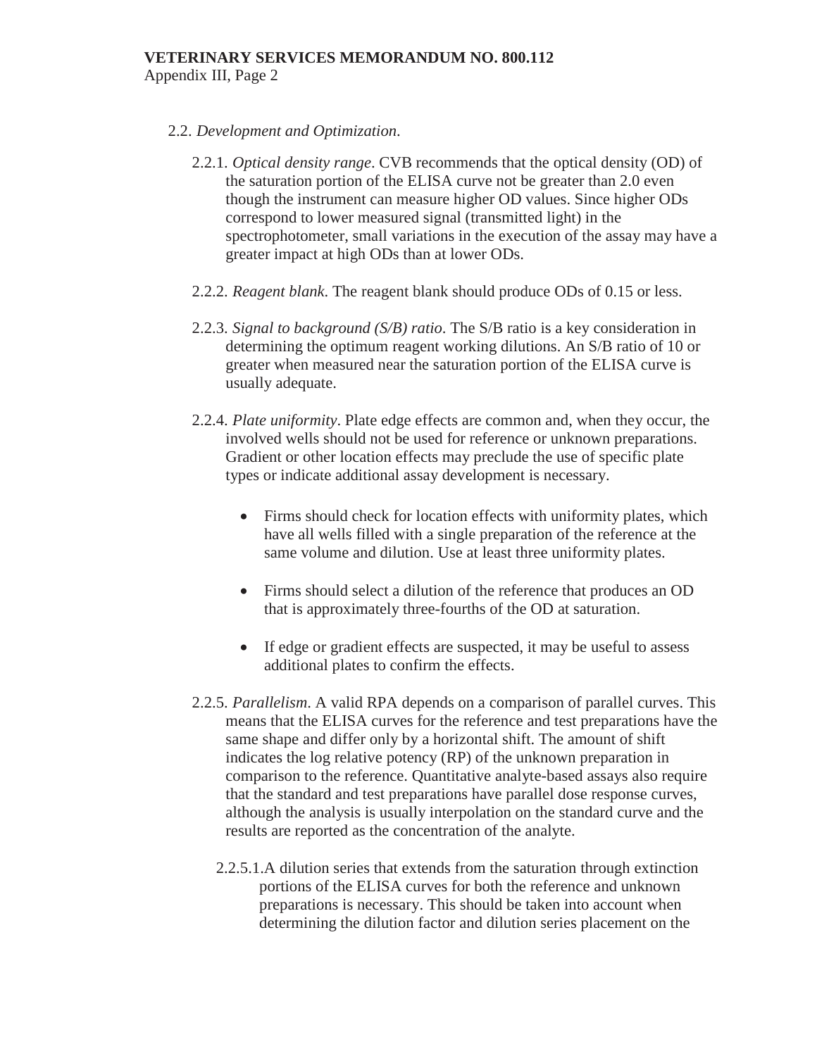2.2. *Development and Optimization*.

2.2.1. *Optical density range*. CVB recommends that the optical density (OD) of the saturation portion of the ELISA curve not be greater than 2.0 even though the instrument can measure higher OD values. Since higher ODs correspond to lower measured signal (transmitted light) in the spectrophotometer, small variations in the execution of the assay may have a greater impact at high ODs than at lower ODs.

2.2.2. *Reagent blank*. The reagent blank should produce ODs of 0.15 or less.

2.2.3. *Signal to background (S/B) ratio*. The S/B ratio is a key consideration in determining the optimum reagent working dilutions. An S/B ratio of 10 or greater when measured near the saturation portion of the ELISA curve is usually adequate.

2.2.4. *Plate uniformity*. Plate edge effects are common and, when they occur, the involved wells should not be used for reference or unknown preparations. Gradient or other location effects may preclude the use of specific plate types or indicate additional assay development is necessary.

- Firms should check for location effects with uniformity plates, which have all wells filled with a single preparation of the reference at the same volume and dilution. Use at least three uniformity plates.

- Firms should select a dilution of the reference that produces an OD that is approximately three-fourths of the OD at saturation.

- If edge or gradient effects are suspected, it may be useful to assess additional plates to confirm the effects.

2.2.5. *Parallelism*. A valid RPA depends on a comparison of parallel curves. This means that the ELISA curves for the reference and test preparations have the same shape and differ only by a horizontal shift. The amount of shift indicates the log relative potency (RP) of the unknown preparation in comparison to the reference. Quantitative analyte-based assays also require that the standard and test preparations have parallel dose response curves, although the analysis is usually interpolation on the standard curve and the results are reported as the concentration of the analyte.

2.2.5.1. A dilution series that extends from the saturation through extinction portions of the ELISA curves for both the reference and unknown preparations is necessary. This should be taken into account when determining the dilution factor and dilution series placement on the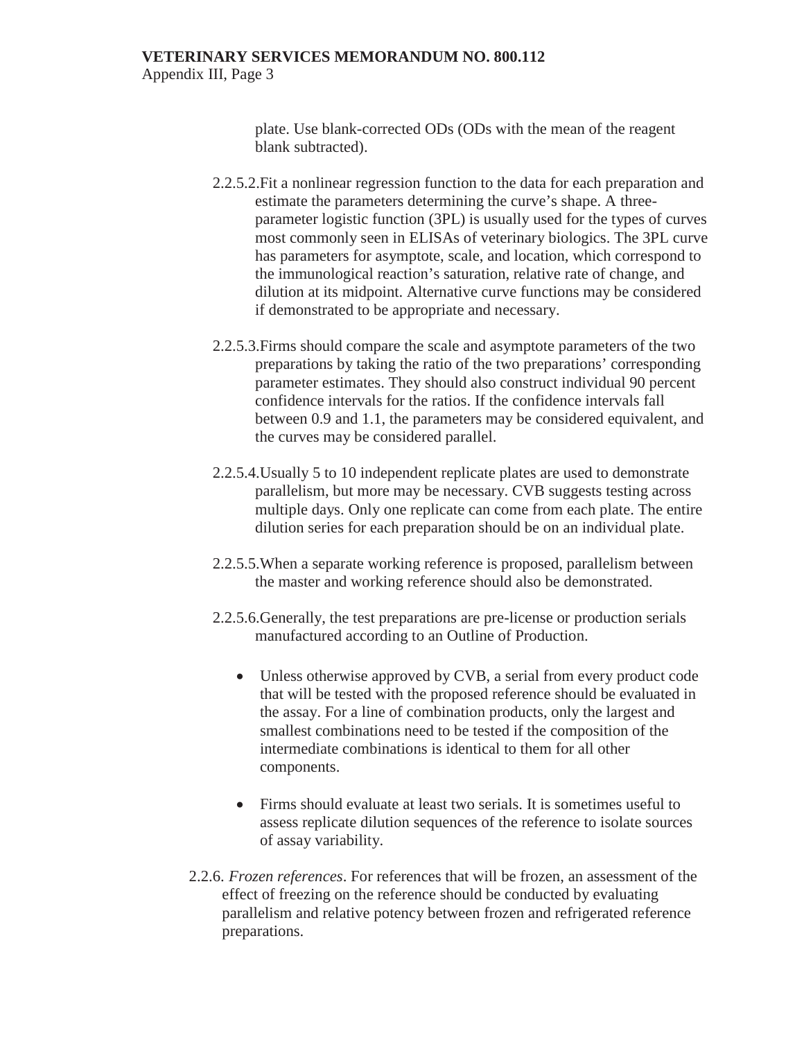plate. Use blank-corrected ODs (ODs with the mean of the reagent blank subtracted).

2.2.5.2. Fit a nonlinear regression function to the data for each preparation and estimate the parameters determining the curve's shape. A three-parameter logistic function (3PL) is usually used for the types of curves most commonly seen in ELISAs of veterinary biologics. The 3PL curve has parameters for asymptote, scale, and location, which correspond to the immunological reaction's saturation, relative rate of change, and dilution at its midpoint. Alternative curve functions may be considered if demonstrated to be appropriate and necessary.

2.2.5.3. Firms should compare the scale and asymptote parameters of the two preparations by taking the ratio of the two preparations' corresponding parameter estimates. They should also construct individual 90 percent confidence intervals for the ratios. If the confidence intervals fall between 0.9 and 1.1, the parameters may be considered equivalent, and the curves may be considered parallel.

2.2.5.4. Usually 5 to 10 independent replicate plates are used to demonstrate parallelism, but more may be necessary. CVB suggests testing across multiple days. Only one replicate can come from each plate. The entire dilution series for each preparation should be on an individual plate.

2.2.5.5. When a separate working reference is proposed, parallelism between the master and working reference should also be demonstrated.

2.2.5.6. Generally, the test preparations are pre-license or production serials manufactured according to an Outline of Production.

- Unless otherwise approved by CVB, a serial from every product code that will be tested with the proposed reference should be evaluated in the assay. For a line of combination products, only the largest and smallest combinations need to be tested if the composition of the intermediate combinations is identical to them for all other components.

- Firms should evaluate at least two serials. It is sometimes useful to assess replicate dilution sequences of the reference to isolate sources of assay variability.

2.2.6. *Frozen references*. For references that will be frozen, an assessment of the effect of freezing on the reference should be conducted by evaluating parallelism and relative potency between frozen and refrigerated reference preparations.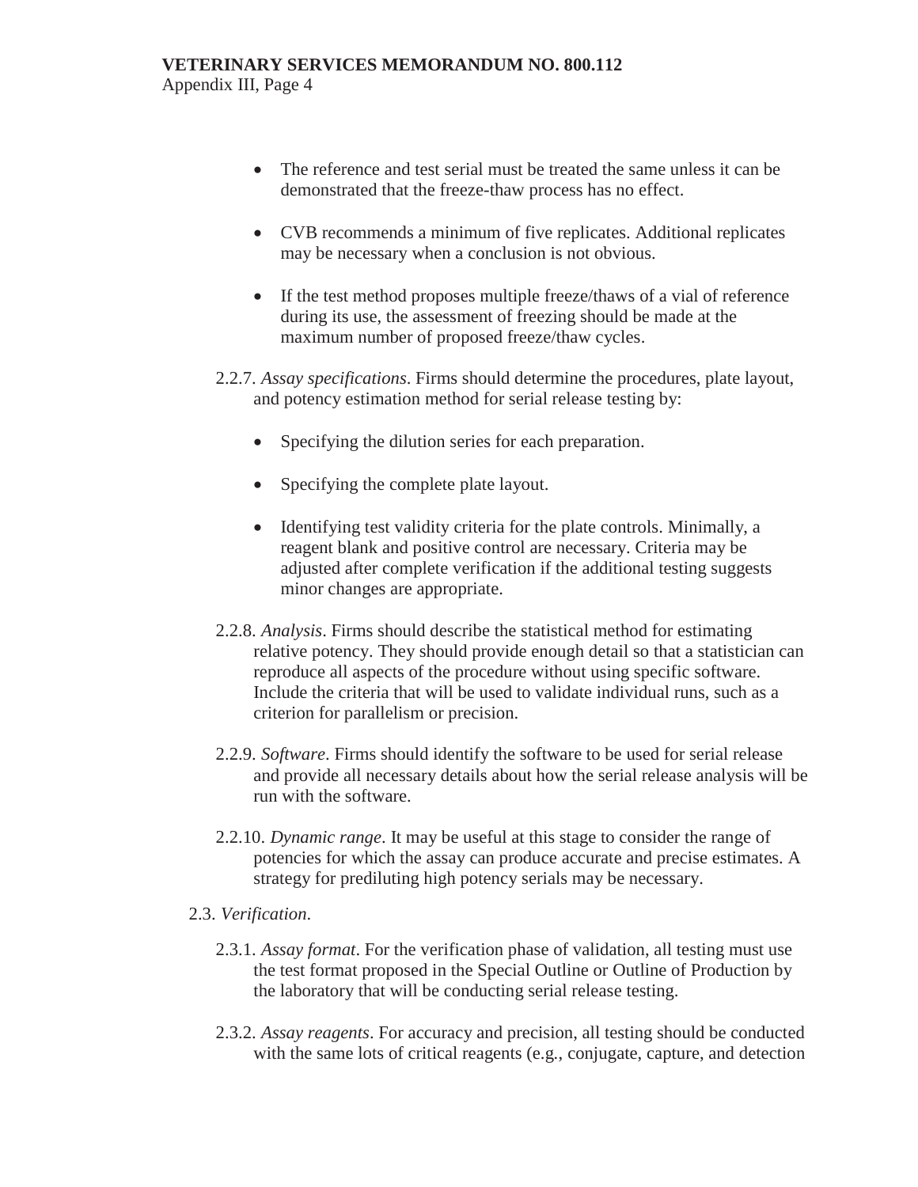- The reference and test serial must be treated the same unless it can be demonstrated that the freeze-thaw process has no effect.

- CVB recommends a minimum of five replicates. Additional replicates may be necessary when a conclusion is not obvious.

- If the test method proposes multiple freeze/thaws of a vial of reference during its use, the assessment of freezing should be made at the maximum number of proposed freeze/thaw cycles.

2.2.7. *Assay specifications*. Firms should determine the procedures, plate layout, and potency estimation method for serial release testing by:

- Specifying the dilution series for each preparation.

- Specifying the complete plate layout.

- Identifying test validity criteria for the plate controls. Minimally, a reagent blank and positive control are necessary. Criteria may be adjusted after complete verification if the additional testing suggests minor changes are appropriate.

2.2.8. *Analysis*. Firms should describe the statistical method for estimating relative potency. They should provide enough detail so that a statistician can reproduce all aspects of the procedure without using specific software. Include the criteria that will be used to validate individual runs, such as a criterion for parallelism or precision.

2.2.9. *Software*. Firms should identify the software to be used for serial release and provide all necessary details about how the serial release analysis will be run with the software.

2.2.10. *Dynamic range*. It may be useful at this stage to consider the range of potencies for which the assay can produce accurate and precise estimates. A strategy for prediluting high potency serials may be necessary.

2.3. *Verification*.

2.3.1. *Assay format*. For the verification phase of validation, all testing must use the test format proposed in the Special Outline or Outline of Production by the laboratory that will be conducting serial release testing.

2.3.2. *Assay reagents*. For accuracy and precision, all testing should be conducted with the same lots of critical reagents (e.g., conjugate, capture, and detection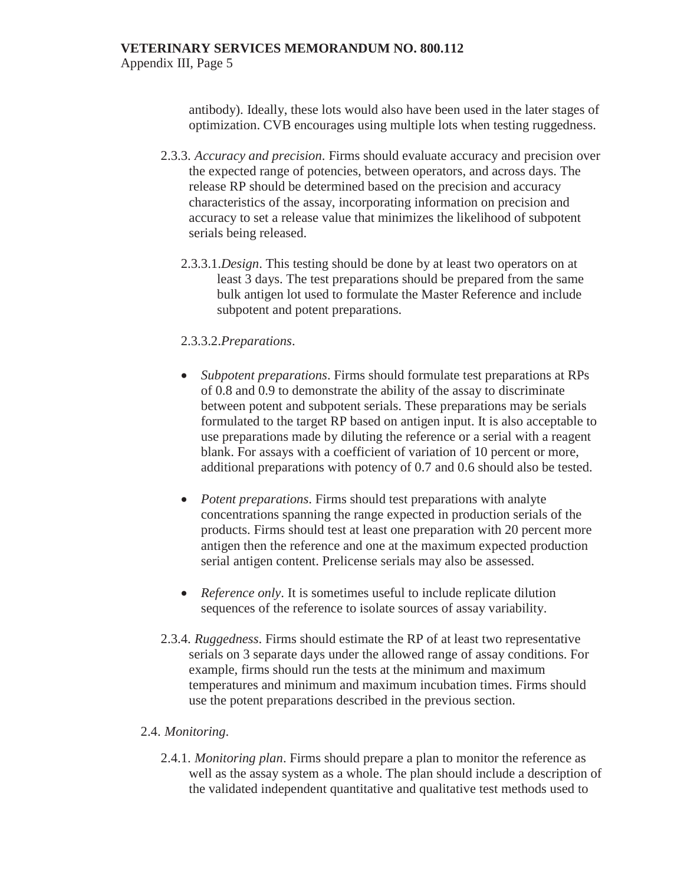antibody). Ideally, these lots would also have been used in the later stages of optimization. CVB encourages using multiple lots when testing ruggedness.

2.3.3. *Accuracy and precision*. Firms should evaluate accuracy and precision over the expected range of potencies, between operators, and across days. The release RP should be determined based on the precision and accuracy characteristics of the assay, incorporating information on precision and accuracy to set a release value that minimizes the likelihood of subpotent serials being released.

2.3.3.1. *Design*. This testing should be done by at least two operators on at least 3 days. The test preparations should be prepared from the same bulk antigen lot used to formulate the Master Reference and include subpotent and potent preparations.

2.3.3.2. *Preparations*.

- *Subpotent preparations*. Firms should formulate test preparations at RPs of 0.8 and 0.9 to demonstrate the ability of the assay to discriminate between potent and subpotent serials. These preparations may be serials formulated to the target RP based on antigen input. It is also acceptable to use preparations made by diluting the reference or a serial with a reagent blank. For assays with a coefficient of variation of 10 percent or more, additional preparations with potency of 0.7 and 0.6 should also be tested.

- *Potent preparations*. Firms should test preparations with analyte concentrations spanning the range expected in production serials of the products. Firms should test at least one preparation with 20 percent more antigen then the reference and one at the maximum expected production serial antigen content. Prelicense serials may also be assessed.

- *Reference only*. It is sometimes useful to include replicate dilution sequences of the reference to isolate sources of assay variability.

2.3.4. *Ruggedness*. Firms should estimate the RP of at least two representative serials on 3 separate days under the allowed range of assay conditions. For example, firms should run the tests at the minimum and maximum temperatures and minimum and maximum incubation times. Firms should use the potent preparations described in the previous section.

2.4. *Monitoring*.

2.4.1. *Monitoring plan*. Firms should prepare a plan to monitor the reference as well as the assay system as a whole. The plan should include a description of the validated independent quantitative and qualitative test methods used to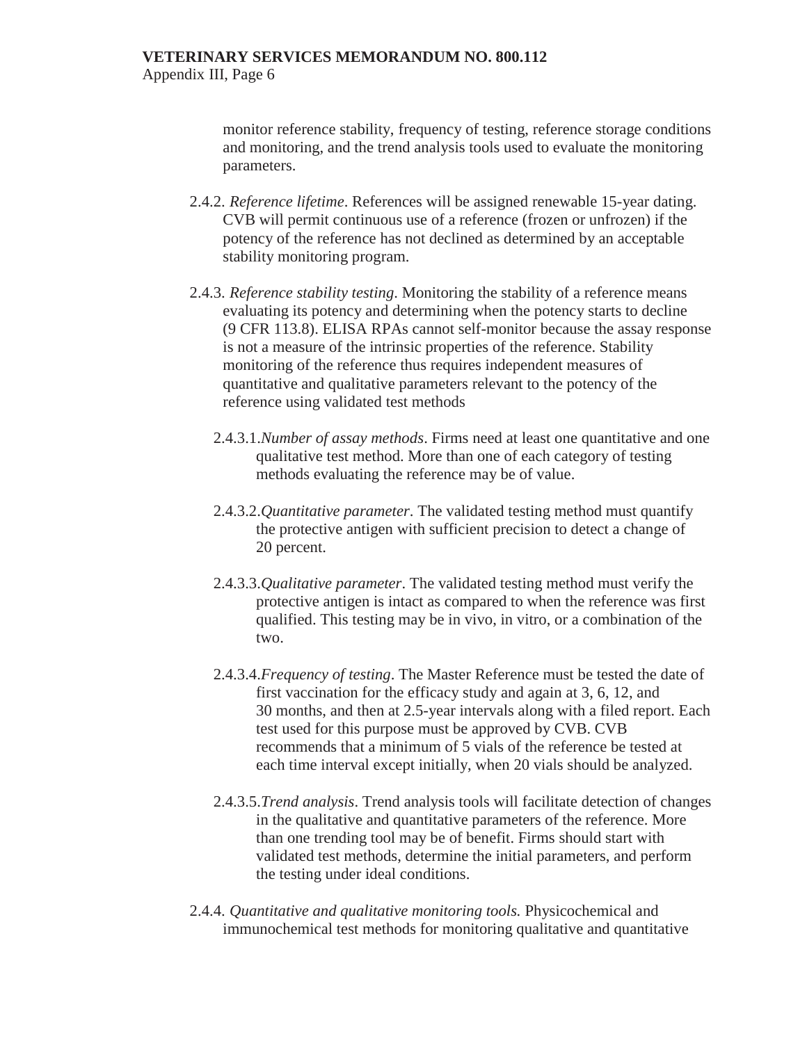monitor reference stability, frequency of testing, reference storage conditions and monitoring, and the trend analysis tools used to evaluate the monitoring parameters.

2.4.2. *Reference lifetime*. References will be assigned renewable 15-year dating. CVB will permit continuous use of a reference (frozen or unfrozen) if the potency of the reference has not declined as determined by an acceptable stability monitoring program.

2.4.3. *Reference stability testing*. Monitoring the stability of a reference means evaluating its potency and determining when the potency starts to decline (9 CFR 113.8). ELISA RPAs cannot self-monitor because the assay response is not a measure of the intrinsic properties of the reference. Stability monitoring of the reference thus requires independent measures of quantitative and qualitative parameters relevant to the potency of the reference using validated test methods

2.4.3.1. *Number of assay methods*. Firms need at least one quantitative and one qualitative test method. More than one of each category of testing methods evaluating the reference may be of value.

2.4.3.2. *Quantitative parameter*. The validated testing method must quantify the protective antigen with sufficient precision to detect a change of 20 percent.

2.4.3.3. *Qualitative parameter*. The validated testing method must verify the protective antigen is intact as compared to when the reference was first qualified. This testing may be in vivo, in vitro, or a combination of the two.

2.4.3.4. *Frequency of testing*. The Master Reference must be tested the date of first vaccination for the efficacy study and again at 3, 6, 12, and 30 months, and then at 2.5-year intervals along with a filed report. Each test used for this purpose must be approved by CVB. CVB recommends that a minimum of 5 vials of the reference be tested at each time interval except initially, when 20 vials should be analyzed.

2.4.3.5. *Trend analysis*. Trend analysis tools will facilitate detection of changes in the qualitative and quantitative parameters of the reference. More than one trending tool may be of benefit. Firms should start with validated test methods, determine the initial parameters, and perform the testing under ideal conditions.

2.4.4. *Quantitative and qualitative monitoring tools.* Physicochemical and immunochemical test methods for monitoring qualitative and quantitative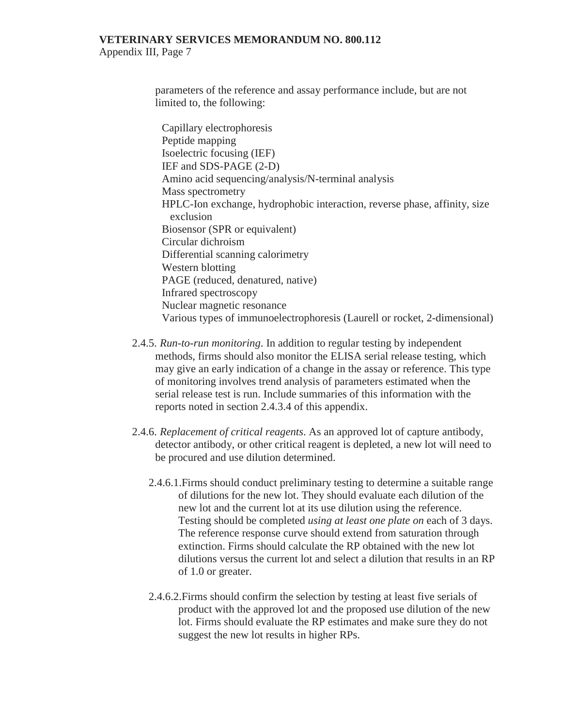parameters of the reference and assay performance include, but are not limited to, the following:

- Capillary electrophoresis
- Peptide mapping
- Isoelectric focusing (IEF)
- IEF and SDS-PAGE (2-D)
- Amino acid sequencing/analysis/N-terminal analysis
- Mass spectrometry
- HPLC-Ion exchange, hydrophobic interaction, reverse phase, affinity, size exclusion
- Biosensor (SPR or equivalent)
- Circular dichroism
- Differential scanning calorimetry
- Western blotting
- PAGE (reduced, denatured, native)
- Infrared spectroscopy
- Nuclear magnetic resonance
- Various types of immunoelectrophoresis (Laurell or rocket, 2-dimensional)

2.4.5. *Run-to-run monitoring*. In addition to regular testing by independent methods, firms should also monitor the ELISA serial release testing, which may give an early indication of a change in the assay or reference. This type of monitoring involves trend analysis of parameters estimated when the serial release test is run. Include summaries of this information with the reports noted in section 2.4.3.4 of this appendix.

2.4.6. *Replacement of critical reagents*. As an approved lot of capture antibody, detector antibody, or other critical reagent is depleted, a new lot will need to be procured and use dilution determined.

2.4.6.1. Firms should conduct preliminary testing to determine a suitable range of dilutions for the new lot. They should evaluate each dilution of the new lot and the current lot at its use dilution using the reference. Testing should be completed *using at least one plate on* each of 3 days. The reference response curve should extend from saturation through extinction. Firms should calculate the RP obtained with the new lot dilutions versus the current lot and select a dilution that results in an RP of 1.0 or greater.

2.4.6.2. Firms should confirm the selection by testing at least five serials of product with the approved lot and the proposed use dilution of the new lot. Firms should evaluate the RP estimates and make sure they do not suggest the new lot results in higher RPs.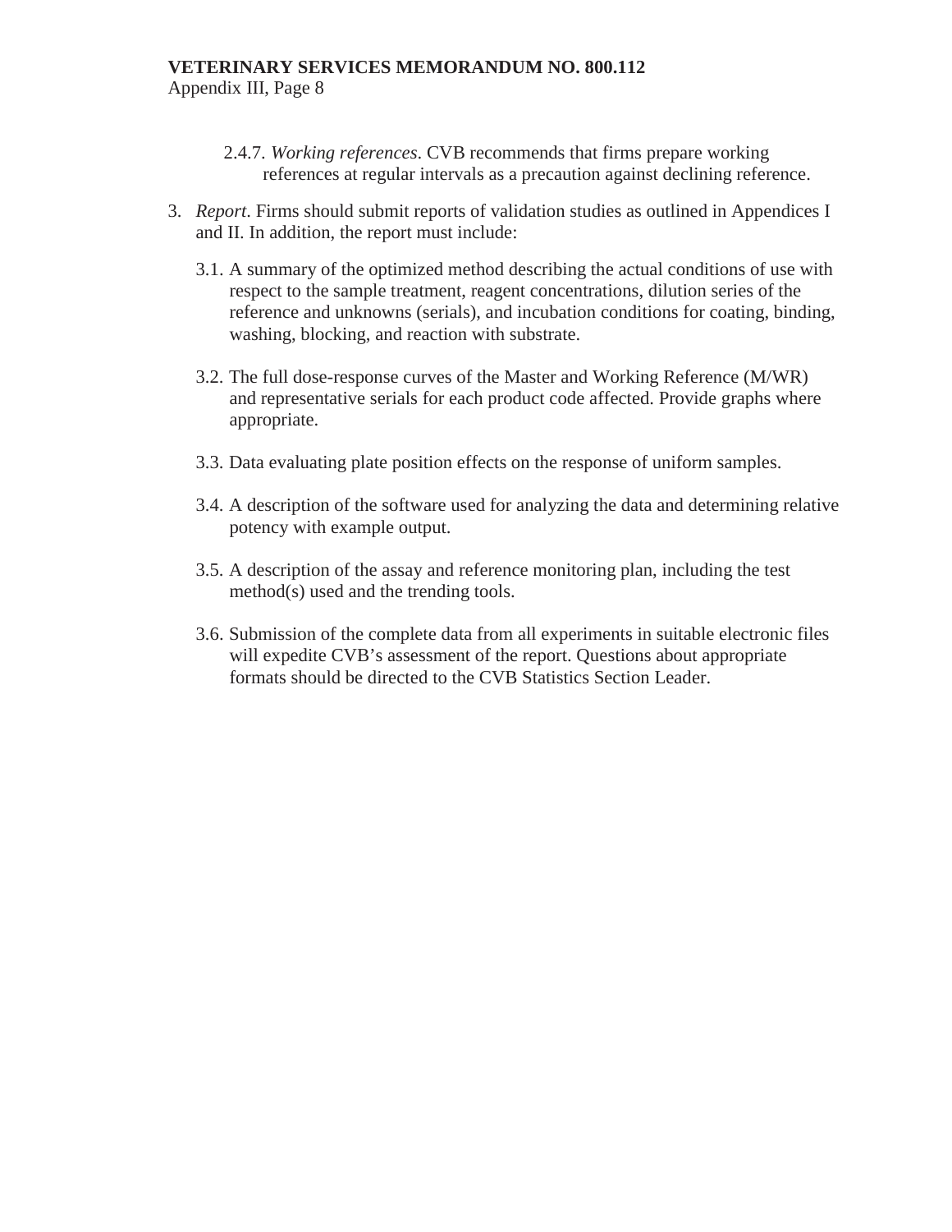2.4.7. *Working references*. CVB recommends that firms prepare working references at regular intervals as a precaution against declining reference.

3. *Report*. Firms should submit reports of validation studies as outlined in Appendices I and II. In addition, the report must include:

   3.1. A summary of the optimized method describing the actual conditions of use with respect to the sample treatment, reagent concentrations, dilution series of the reference and unknowns (serials), and incubation conditions for coating, binding, washing, blocking, and reaction with substrate.

   3.2. The full dose-response curves of the Master and Working Reference (M/WR) and representative serials for each product code affected. Provide graphs where appropriate.

   3.3. Data evaluating plate position effects on the response of uniform samples.

   3.4. A description of the software used for analyzing the data and determining relative potency with example output.

   3.5. A description of the assay and reference monitoring plan, including the test method(s) used and the trending tools.

   3.6. Submission of the complete data from all experiments in suitable electronic files will expedite CVB's assessment of the report. Questions about appropriate formats should be directed to the CVB Statistics Section Leader.